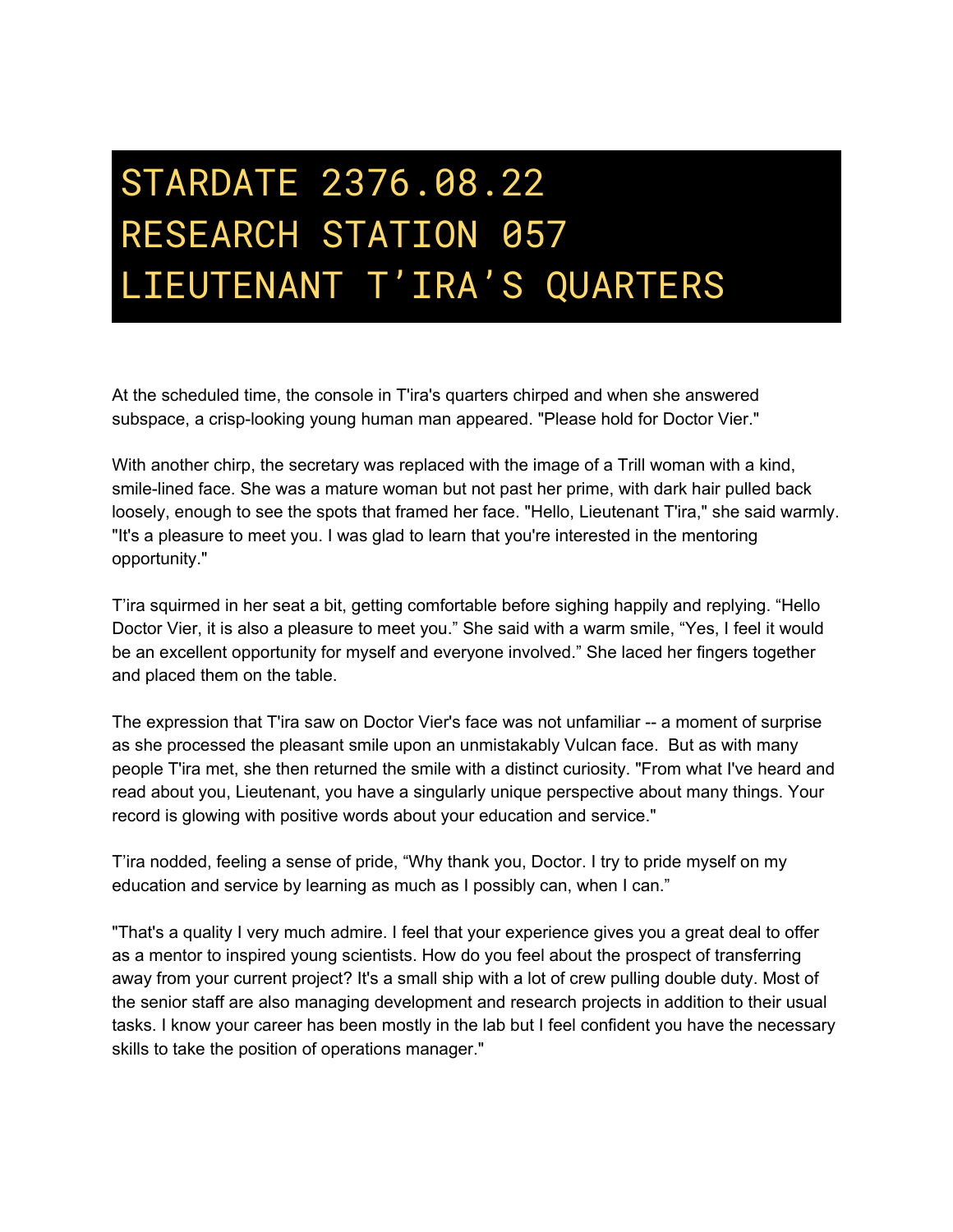# STARDATE 2376.08.22
# RESEARCH STATION 057
# LIEUTENANT T'IRA'S QUARTERS

At the scheduled time, the console in T'ira's quarters chirped and when she answered subspace, a crisp-looking young human man appeared. "Please hold for Doctor Vier."

With another chirp, the secretary was replaced with the image of a Trill woman with a kind, smile-lined face. She was a mature woman but not past her prime, with dark hair pulled back loosely, enough to see the spots that framed her face. "Hello, Lieutenant T'ira," she said warmly. "It's a pleasure to meet you. I was glad to learn that you're interested in the mentoring opportunity."

T'ira squirmed in her seat a bit, getting comfortable before sighing happily and replying. "Hello Doctor Vier, it is also a pleasure to meet you." She said with a warm smile, "Yes, I feel it would be an excellent opportunity for myself and everyone involved." She laced her fingers together and placed them on the table.

The expression that T'ira saw on Doctor Vier's face was not unfamiliar -- a moment of surprise as she processed the pleasant smile upon an unmistakably Vulcan face. But as with many people T'ira met, she then returned the smile with a distinct curiosity. "From what I've heard and read about you, Lieutenant, you have a singularly unique perspective about many things. Your record is glowing with positive words about your education and service."

T'ira nodded, feeling a sense of pride, "Why thank you, Doctor. I try to pride myself on my education and service by learning as much as I possibly can, when I can."

"That's a quality I very much admire. I feel that your experience gives you a great deal to offer as a mentor to inspired young scientists. How do you feel about the prospect of transferring away from your current project? It's a small ship with a lot of crew pulling double duty. Most of the senior staff are also managing development and research projects in addition to their usual tasks. I know your career has been mostly in the lab but I feel confident you have the necessary skills to take the position of operations manager."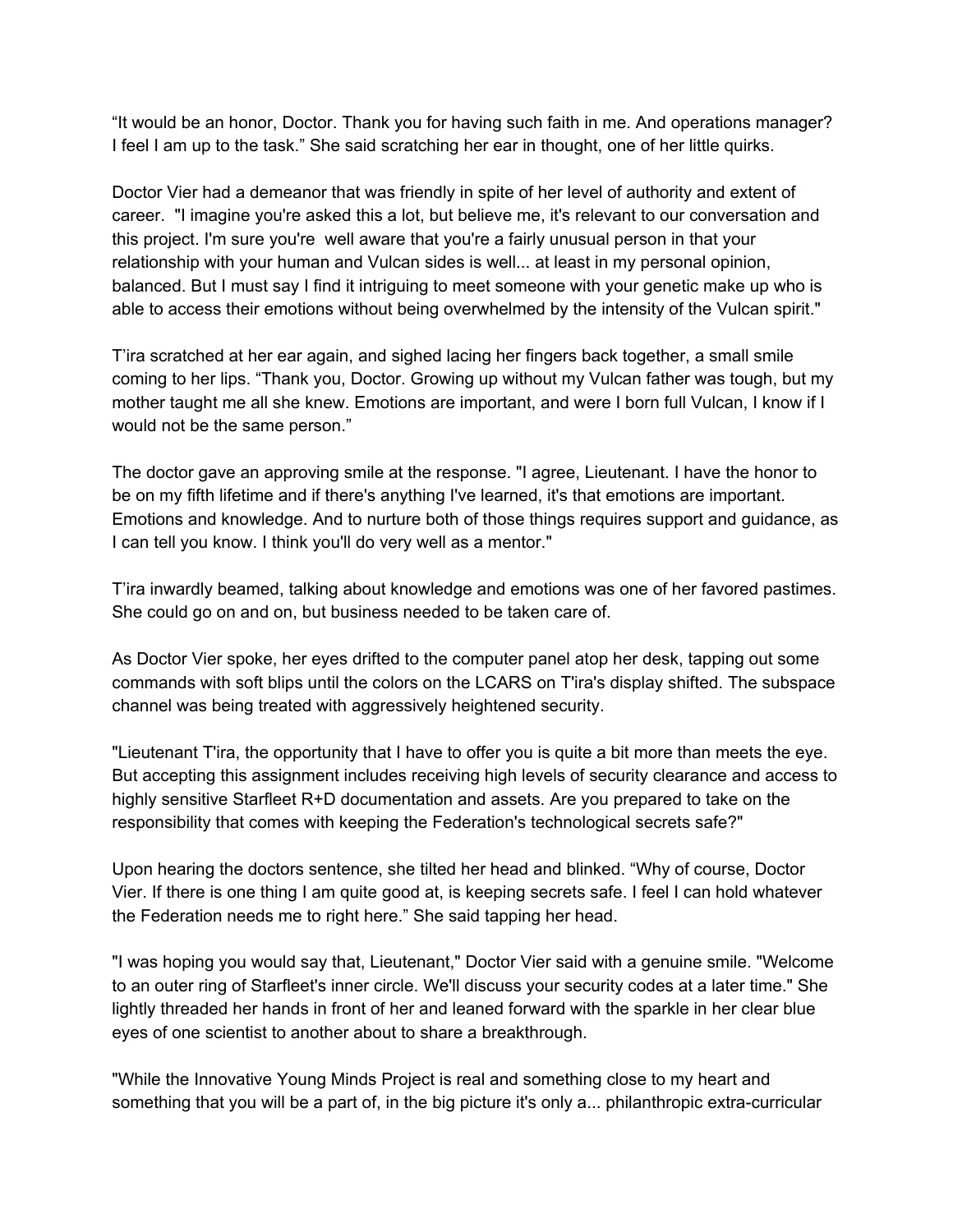“It would be an honor, Doctor. Thank you for having such faith in me. And operations manager? I feel I am up to the task.” She said scratching her ear in thought, one of her little quirks.

Doctor Vier had a demeanor that was friendly in spite of her level of authority and extent of career. "I imagine you're asked this a lot, but believe me, it's relevant to our conversation and this project. I'm sure you're well aware that you're a fairly unusual person in that your relationship with your human and Vulcan sides is well... at least in my personal opinion, balanced. But I must say I find it intriguing to meet someone with your genetic make up who is able to access their emotions without being overwhelmed by the intensity of the Vulcan spirit."

T’ira scratched at her ear again, and sighed lacing her fingers back together, a small smile coming to her lips. “Thank you, Doctor. Growing up without my Vulcan father was tough, but my mother taught me all she knew. Emotions are important, and were I born full Vulcan, I know if I would not be the same person.”

The doctor gave an approving smile at the response. "I agree, Lieutenant. I have the honor to be on my fifth lifetime and if there's anything I've learned, it's that emotions are important. Emotions and knowledge. And to nurture both of those things requires support and guidance, as I can tell you know. I think you'll do very well as a mentor."

T’ira inwardly beamed, talking about knowledge and emotions was one of her favored pastimes. She could go on and on, but business needed to be taken care of.

As Doctor Vier spoke, her eyes drifted to the computer panel atop her desk, tapping out some commands with soft blips until the colors on the LCARS on T'ira's display shifted. The subspace channel was being treated with aggressively heightened security.

"Lieutenant T'ira, the opportunity that I have to offer you is quite a bit more than meets the eye. But accepting this assignment includes receiving high levels of security clearance and access to highly sensitive Starfleet R+D documentation and assets. Are you prepared to take on the responsibility that comes with keeping the Federation's technological secrets safe?"

Upon hearing the doctors sentence, she tilted her head and blinked. “Why of course, Doctor Vier. If there is one thing I am quite good at, is keeping secrets safe. I feel I can hold whatever the Federation needs me to right here.” She said tapping her head.

"I was hoping you would say that, Lieutenant," Doctor Vier said with a genuine smile. "Welcome to an outer ring of Starfleet's inner circle. We'll discuss your security codes at a later time." She lightly threaded her hands in front of her and leaned forward with the sparkle in her clear blue eyes of one scientist to another about to share a breakthrough.

"While the Innovative Young Minds Project is real and something close to my heart and something that you will be a part of, in the big picture it's only a... philanthropic extra-curricular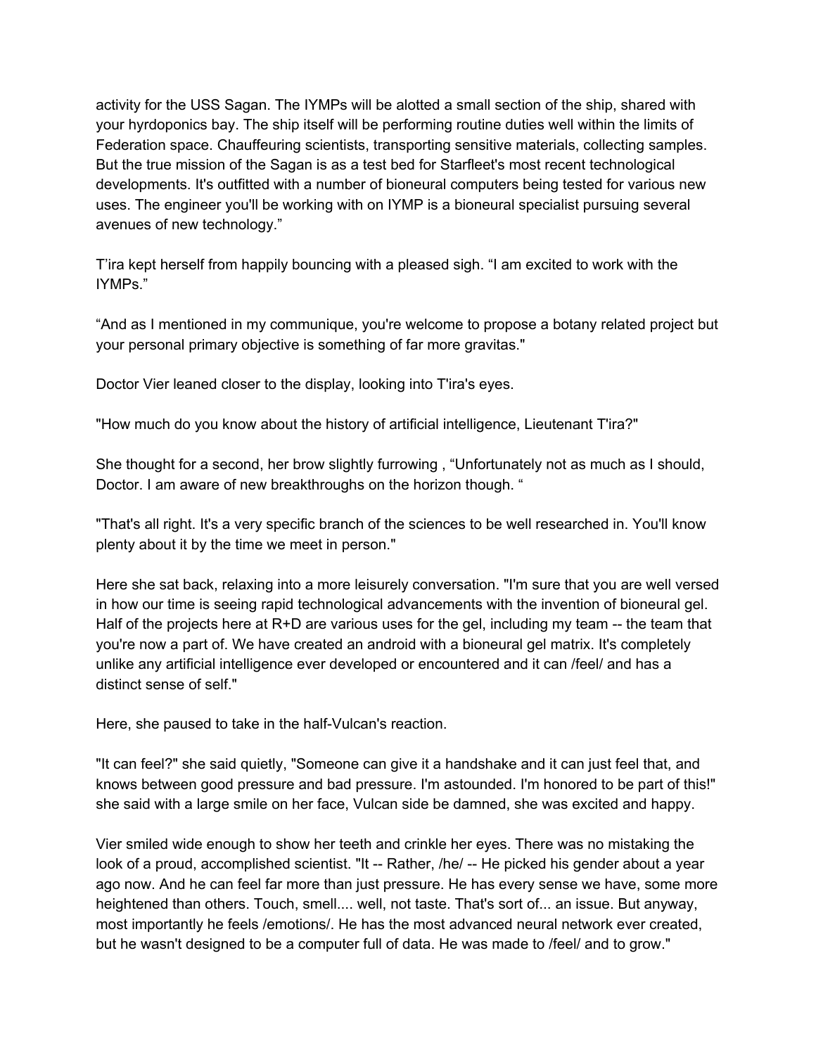activity for the USS Sagan. The IYMPs will be alotted a small section of the ship, shared with your hyrdoponics bay. The ship itself will be performing routine duties well within the limits of Federation space. Chauffeuring scientists, transporting sensitive materials, collecting samples. But the true mission of the Sagan is as a test bed for Starfleet's most recent technological developments. It's outfitted with a number of bioneural computers being tested for various new uses. The engineer you'll be working with on IYMP is a bioneural specialist pursuing several avenues of new technology."

T'ira kept herself from happily bouncing with a pleased sigh. "I am excited to work with the IYMPs."

"And as I mentioned in my communique, you're welcome to propose a botany related project but your personal primary objective is something of far more gravitas."

Doctor Vier leaned closer to the display, looking into T'ira's eyes.

"How much do you know about the history of artificial intelligence, Lieutenant T'ira?"

She thought for a second, her brow slightly furrowing , "Unfortunately not as much as I should, Doctor. I am aware of new breakthroughs on the horizon though. "

"That's all right. It's a very specific branch of the sciences to be well researched in. You'll know plenty about it by the time we meet in person."

Here she sat back, relaxing into a more leisurely conversation. "I'm sure that you are well versed in how our time is seeing rapid technological advancements with the invention of bioneural gel. Half of the projects here at R+D are various uses for the gel, including my team -- the team that you're now a part of. We have created an android with a bioneural gel matrix. It's completely unlike any artificial intelligence ever developed or encountered and it can /feel/ and has a distinct sense of self."

Here, she paused to take in the half-Vulcan's reaction.

"It can feel?" she said quietly, "Someone can give it a handshake and it can just feel that, and knows between good pressure and bad pressure. I'm astounded. I'm honored to be part of this!" she said with a large smile on her face, Vulcan side be damned, she was excited and happy.

Vier smiled wide enough to show her teeth and crinkle her eyes. There was no mistaking the look of a proud, accomplished scientist. "It -- Rather, /he/ -- He picked his gender about a year ago now. And he can feel far more than just pressure. He has every sense we have, some more heightened than others. Touch, smell.... well, not taste. That's sort of... an issue. But anyway, most importantly he feels /emotions/. He has the most advanced neural network ever created, but he wasn't designed to be a computer full of data. He was made to /feel/ and to grow."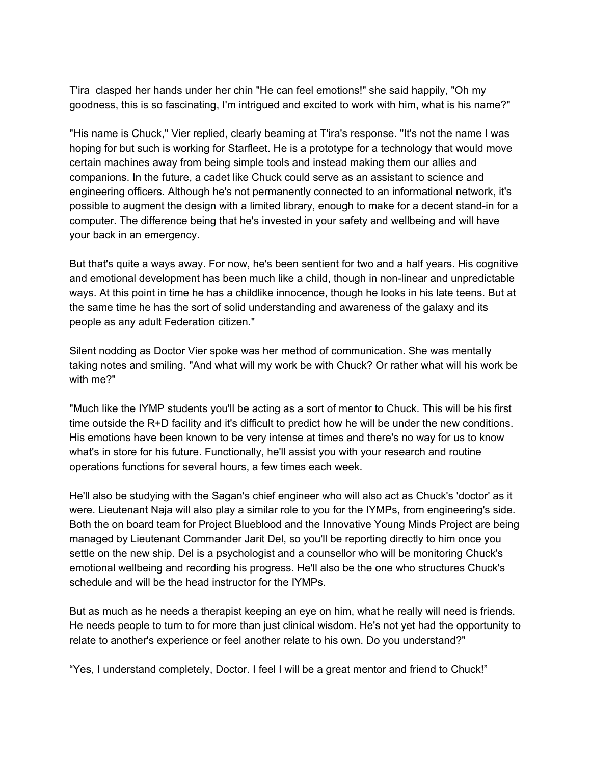T'ira  clasped her hands under her chin "He can feel emotions!" she said happily, "Oh my goodness, this is so fascinating, I'm intrigued and excited to work with him, what is his name?"

"His name is Chuck," Vier replied, clearly beaming at T'ira's response. "It's not the name I was hoping for but such is working for Starfleet. He is a prototype for a technology that would move certain machines away from being simple tools and instead making them our allies and companions. In the future, a cadet like Chuck could serve as an assistant to science and engineering officers. Although he's not permanently connected to an informational network, it's possible to augment the design with a limited library, enough to make for a decent stand-in for a computer. The difference being that he's invested in your safety and wellbeing and will have your back in an emergency.

But that's quite a ways away. For now, he's been sentient for two and a half years. His cognitive and emotional development has been much like a child, though in non-linear and unpredictable ways. At this point in time he has a childlike innocence, though he looks in his late teens. But at the same time he has the sort of solid understanding and awareness of the galaxy and its people as any adult Federation citizen."

Silent nodding as Doctor Vier spoke was her method of communication. She was mentally taking notes and smiling. "And what will my work be with Chuck? Or rather what will his work be with me?"

"Much like the IYMP students you'll be acting as a sort of mentor to Chuck. This will be his first time outside the R+D facility and it's difficult to predict how he will be under the new conditions. His emotions have been known to be very intense at times and there's no way for us to know what's in store for his future. Functionally, he'll assist you with your research and routine operations functions for several hours, a few times each week.

He'll also be studying with the Sagan's chief engineer who will also act as Chuck's 'doctor' as it were. Lieutenant Naja will also play a similar role to you for the IYMPs, from engineering's side. Both the on board team for Project Blueblood and the Innovative Young Minds Project are being managed by Lieutenant Commander Jarit Del, so you'll be reporting directly to him once you settle on the new ship. Del is a psychologist and a counsellor who will be monitoring Chuck's emotional wellbeing and recording his progress. He'll also be the one who structures Chuck's schedule and will be the head instructor for the IYMPs.

But as much as he needs a therapist keeping an eye on him, what he really will need is friends. He needs people to turn to for more than just clinical wisdom. He's not yet had the opportunity to relate to another's experience or feel another relate to his own. Do you understand?"

“Yes, I understand completely, Doctor. I feel I will be a great mentor and friend to Chuck!”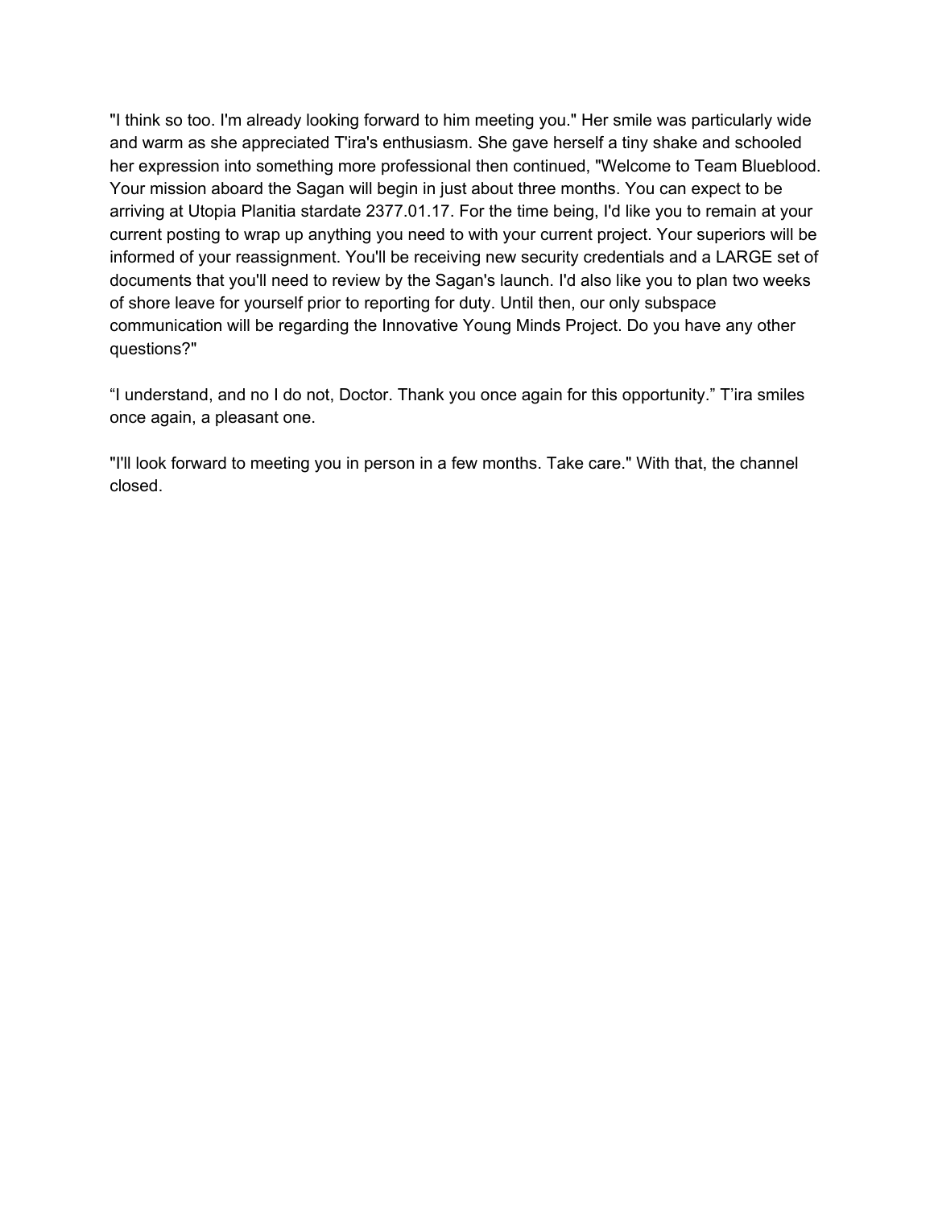"I think so too. I'm already looking forward to him meeting you." Her smile was particularly wide and warm as she appreciated T'ira's enthusiasm. She gave herself a tiny shake and schooled her expression into something more professional then continued, "Welcome to Team Blueblood. Your mission aboard the Sagan will begin in just about three months. You can expect to be arriving at Utopia Planitia stardate 2377.01.17. For the time being, I'd like you to remain at your current posting to wrap up anything you need to with your current project. Your superiors will be informed of your reassignment. You'll be receiving new security credentials and a LARGE set of documents that you'll need to review by the Sagan's launch. I'd also like you to plan two weeks of shore leave for yourself prior to reporting for duty. Until then, our only subspace communication will be regarding the Innovative Young Minds Project. Do you have any other questions?"

“I understand, and no I do not, Doctor. Thank you once again for this opportunity.” T’ira smiles once again, a pleasant one.

"I'll look forward to meeting you in person in a few months. Take care." With that, the channel closed.